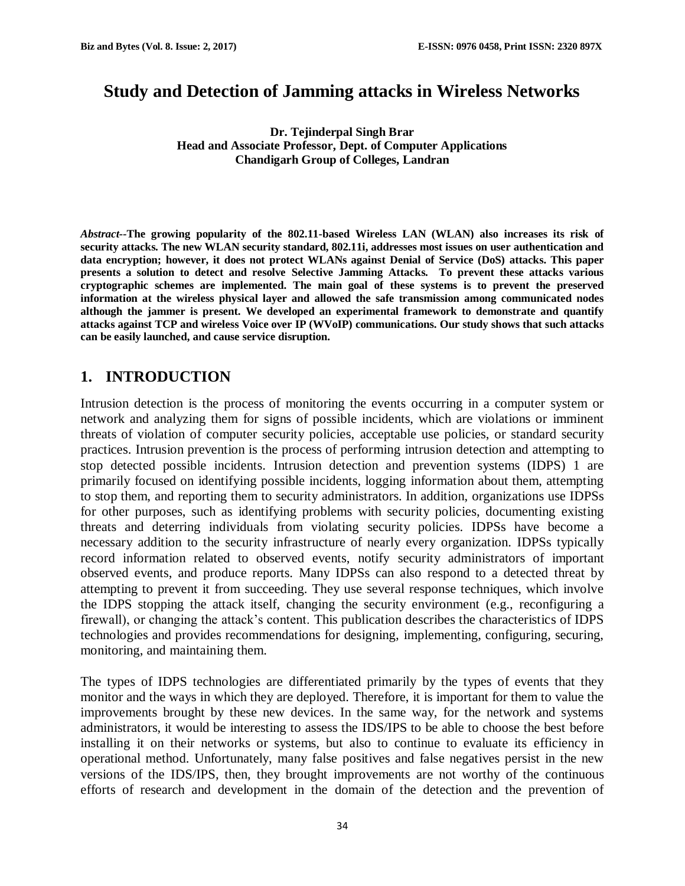# Study and Detection of Jamming attacks in Wireless Networks

**Dr. Tejinderpal Singh Brar**
**Head and Associate Professor, Dept. of Computer Applications**
**Chandigarh Group of Colleges, Landran**

***Abstract*--The growing popularity of the 802.11-based Wireless LAN (WLAN) also increases its risk of security attacks. The new WLAN security standard, 802.11i, addresses most issues on user authentication and data encryption; however, it does not protect WLANs against Denial of Service (DoS) attacks. This paper presents a solution to detect and resolve Selective Jamming Attacks. To prevent these attacks various cryptographic schemes are implemented. The main goal of these systems is to prevent the preserved information at the wireless physical layer and allowed the safe transmission among communicated nodes although the jammer is present. We developed an experimental framework to demonstrate and quantify attacks against TCP and wireless Voice over IP (WVoIP) communications. Our study shows that such attacks can be easily launched, and cause service disruption.**

## 1. INTRODUCTION

Intrusion detection is the process of monitoring the events occurring in a computer system or network and analyzing them for signs of possible incidents, which are violations or imminent threats of violation of computer security policies, acceptable use policies, or standard security practices. Intrusion prevention is the process of performing intrusion detection and attempting to stop detected possible incidents. Intrusion detection and prevention systems (IDPS) 1 are primarily focused on identifying possible incidents, logging information about them, attempting to stop them, and reporting them to security administrators. In addition, organizations use IDPSs for other purposes, such as identifying problems with security policies, documenting existing threats and deterring individuals from violating security policies. IDPSs have become a necessary addition to the security infrastructure of nearly every organization. IDPSs typically record information related to observed events, notify security administrators of important observed events, and produce reports. Many IDPSs can also respond to a detected threat by attempting to prevent it from succeeding. They use several response techniques, which involve the IDPS stopping the attack itself, changing the security environment (e.g., reconfiguring a firewall), or changing the attack's content. This publication describes the characteristics of IDPS technologies and provides recommendations for designing, implementing, configuring, securing, monitoring, and maintaining them.

The types of IDPS technologies are differentiated primarily by the types of events that they monitor and the ways in which they are deployed. Therefore, it is important for them to value the improvements brought by these new devices. In the same way, for the network and systems administrators, it would be interesting to assess the IDS/IPS to be able to choose the best before installing it on their networks or systems, but also to continue to evaluate its efficiency in operational method. Unfortunately, many false positives and false negatives persist in the new versions of the IDS/IPS, then, they brought improvements are not worthy of the continuous efforts of research and development in the domain of the detection and the prevention of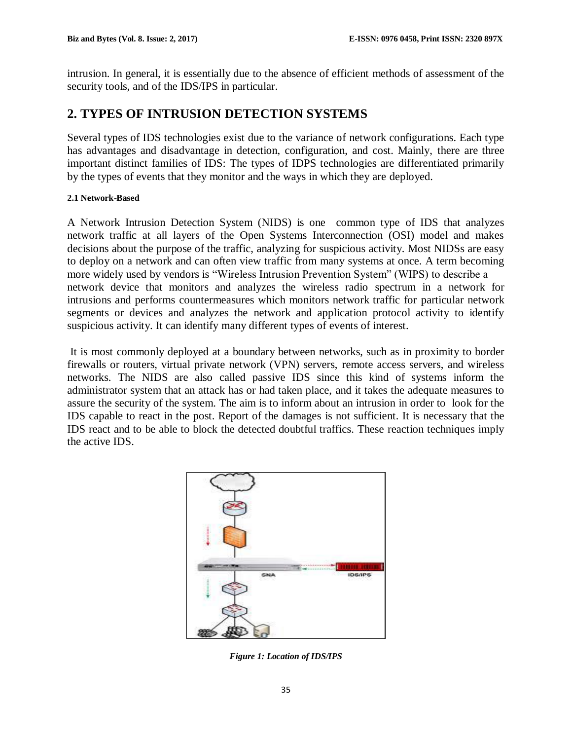intrusion. In general, it is essentially due to the absence of efficient methods of assessment of the security tools, and of the IDS/IPS in particular.

## 2. TYPES OF INTRUSION DETECTION SYSTEMS

Several types of IDS technologies exist due to the variance of network configurations. Each type has advantages and disadvantage in detection, configuration, and cost. Mainly, there are three important distinct families of IDS: The types of IDPS technologies are differentiated primarily by the types of events that they monitor and the ways in which they are deployed.

#### 2.1 Network-Based

A Network Intrusion Detection System (NIDS) is one common type of IDS that analyzes network traffic at all layers of the Open Systems Interconnection (OSI) model and makes decisions about the purpose of the traffic, analyzing for suspicious activity. Most NIDSs are easy to deploy on a network and can often view traffic from many systems at once. A term becoming more widely used by vendors is "Wireless Intrusion Prevention System" (WIPS) to describe a network device that monitors and analyzes the wireless radio spectrum in a network for intrusions and performs countermeasures which monitors network traffic for particular network segments or devices and analyzes the network and application protocol activity to identify suspicious activity. It can identify many different types of events of interest.

It is most commonly deployed at a boundary between networks, such as in proximity to border firewalls or routers, virtual private network (VPN) servers, remote access servers, and wireless networks. The NIDS are also called passive IDS since this kind of systems inform the administrator system that an attack has or had taken place, and it takes the adequate measures to assure the security of the system. The aim is to inform about an intrusion in order to look for the IDS capable to react in the post. Report of the damages is not sufficient. It is necessary that the IDS react and to be able to block the detected doubtful traffics. These reaction techniques imply the active IDS.

*Figure 1: Location of IDS/IPS*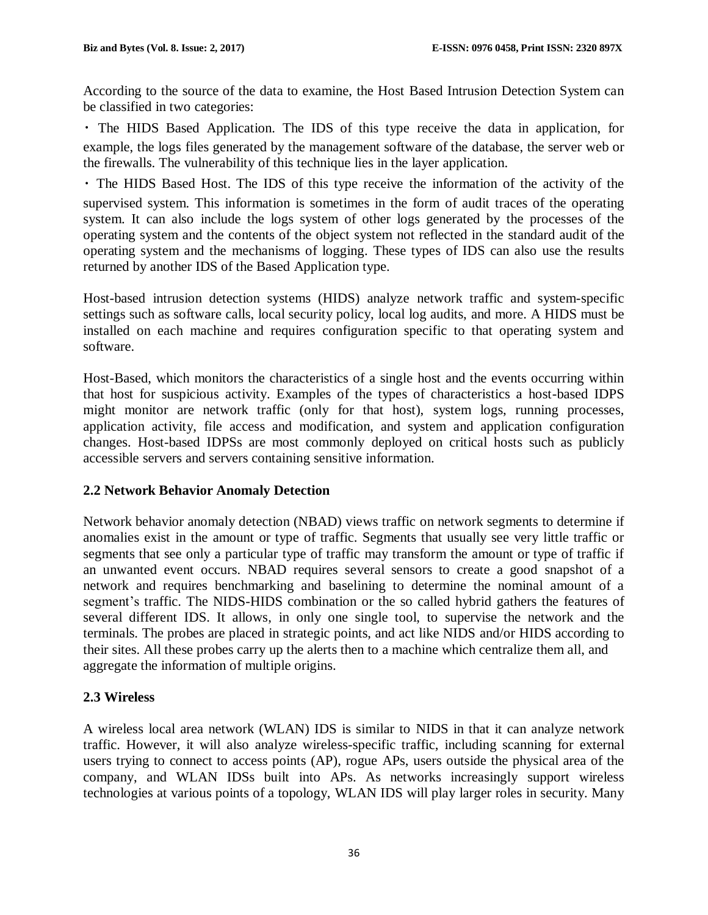According to the source of the data to examine, the Host Based Intrusion Detection System can be classified in two categories:

- The HIDS Based Application. The IDS of this type receive the data in application, for example, the logs files generated by the management software of the database, the server web or the firewalls. The vulnerability of this technique lies in the layer application.
- The HIDS Based Host. The IDS of this type receive the information of the activity of the supervised system. This information is sometimes in the form of audit traces of the operating system. It can also include the logs system of other logs generated by the processes of the operating system and the contents of the object system not reflected in the standard audit of the operating system and the mechanisms of logging. These types of IDS can also use the results returned by another IDS of the Based Application type.

Host-based intrusion detection systems (HIDS) analyze network traffic and system-specific settings such as software calls, local security policy, local log audits, and more. A HIDS must be installed on each machine and requires configuration specific to that operating system and software.

Host-Based, which monitors the characteristics of a single host and the events occurring within that host for suspicious activity. Examples of the types of characteristics a host-based IDPS might monitor are network traffic (only for that host), system logs, running processes, application activity, file access and modification, and system and application configuration changes. Host-based IDPSs are most commonly deployed on critical hosts such as publicly accessible servers and servers containing sensitive information.

## 2.2 Network Behavior Anomaly Detection

Network behavior anomaly detection (NBAD) views traffic on network segments to determine if anomalies exist in the amount or type of traffic. Segments that usually see very little traffic or segments that see only a particular type of traffic may transform the amount or type of traffic if an unwanted event occurs. NBAD requires several sensors to create a good snapshot of a network and requires benchmarking and baselining to determine the nominal amount of a segment's traffic. The NIDS-HIDS combination or the so called hybrid gathers the features of several different IDS. It allows, in only one single tool, to supervise the network and the terminals. The probes are placed in strategic points, and act like NIDS and/or HIDS according to their sites. All these probes carry up the alerts then to a machine which centralize them all, and aggregate the information of multiple origins.

## 2.3 Wireless

A wireless local area network (WLAN) IDS is similar to NIDS in that it can analyze network traffic. However, it will also analyze wireless-specific traffic, including scanning for external users trying to connect to access points (AP), rogue APs, users outside the physical area of the company, and WLAN IDSs built into APs. As networks increasingly support wireless technologies at various points of a topology, WLAN IDS will play larger roles in security. Many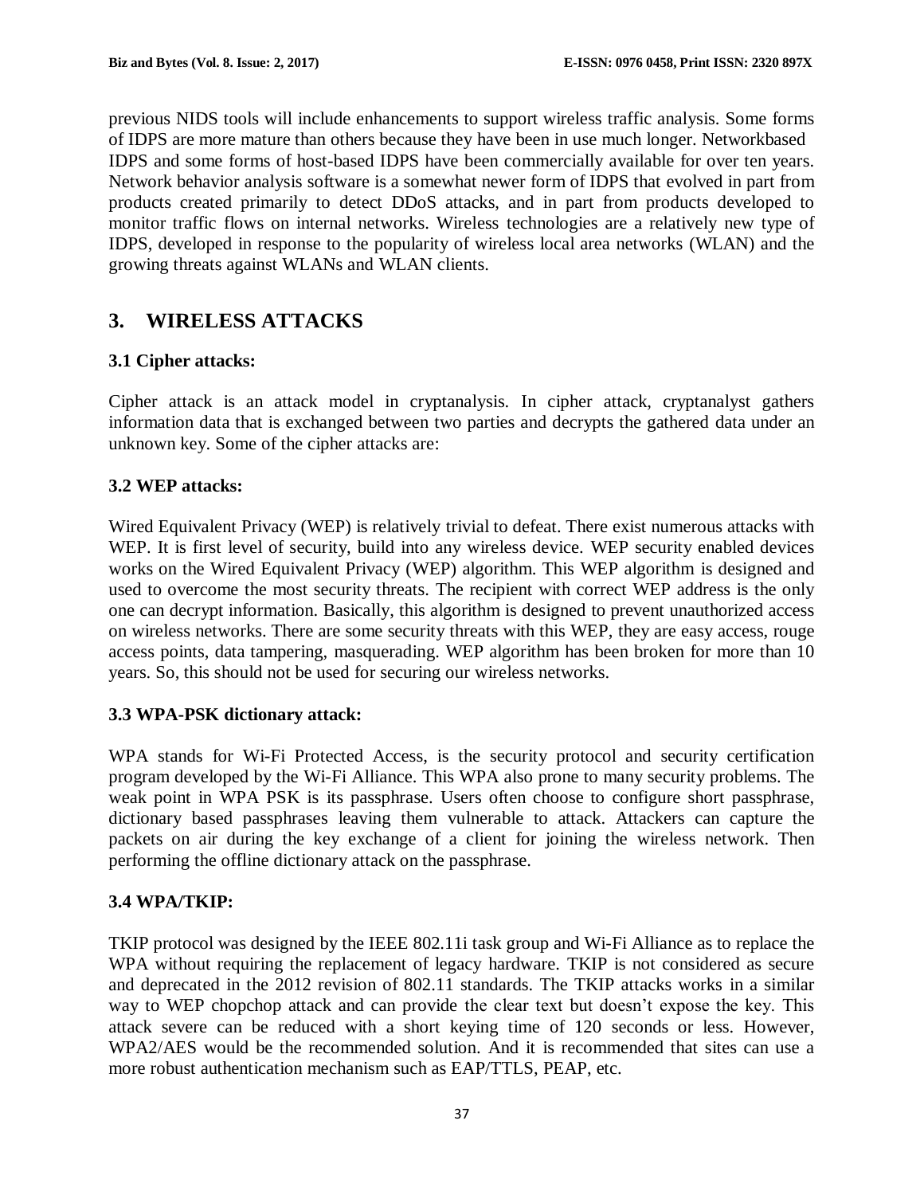previous NIDS tools will include enhancements to support wireless traffic analysis. Some forms of IDPS are more mature than others because they have been in use much longer. Networkbased IDPS and some forms of host-based IDPS have been commercially available for over ten years. Network behavior analysis software is a somewhat newer form of IDPS that evolved in part from products created primarily to detect DDoS attacks, and in part from products developed to monitor traffic flows on internal networks. Wireless technologies are a relatively new type of IDPS, developed in response to the popularity of wireless local area networks (WLAN) and the growing threats against WLANs and WLAN clients.

## 3. WIRELESS ATTACKS

### 3.1 Cipher attacks:

Cipher attack is an attack model in cryptanalysis. In cipher attack, cryptanalyst gathers information data that is exchanged between two parties and decrypts the gathered data under an unknown key. Some of the cipher attacks are:

### 3.2 WEP attacks:

Wired Equivalent Privacy (WEP) is relatively trivial to defeat. There exist numerous attacks with WEP. It is first level of security, build into any wireless device. WEP security enabled devices works on the Wired Equivalent Privacy (WEP) algorithm. This WEP algorithm is designed and used to overcome the most security threats. The recipient with correct WEP address is the only one can decrypt information. Basically, this algorithm is designed to prevent unauthorized access on wireless networks. There are some security threats with this WEP, they are easy access, rouge access points, data tampering, masquerading. WEP algorithm has been broken for more than 10 years. So, this should not be used for securing our wireless networks.

### 3.3 WPA-PSK dictionary attack:

WPA stands for Wi-Fi Protected Access, is the security protocol and security certification program developed by the Wi-Fi Alliance. This WPA also prone to many security problems. The weak point in WPA PSK is its passphrase. Users often choose to configure short passphrase, dictionary based passphrases leaving them vulnerable to attack. Attackers can capture the packets on air during the key exchange of a client for joining the wireless network. Then performing the offline dictionary attack on the passphrase.

### 3.4 WPA/TKIP:

TKIP protocol was designed by the IEEE 802.11i task group and Wi-Fi Alliance as to replace the WPA without requiring the replacement of legacy hardware. TKIP is not considered as secure and deprecated in the 2012 revision of 802.11 standards. The TKIP attacks works in a similar way to WEP chopchop attack and can provide the clear text but doesn't expose the key. This attack severe can be reduced with a short keying time of 120 seconds or less. However, WPA2/AES would be the recommended solution. And it is recommended that sites can use a more robust authentication mechanism such as EAP/TTLS, PEAP, etc.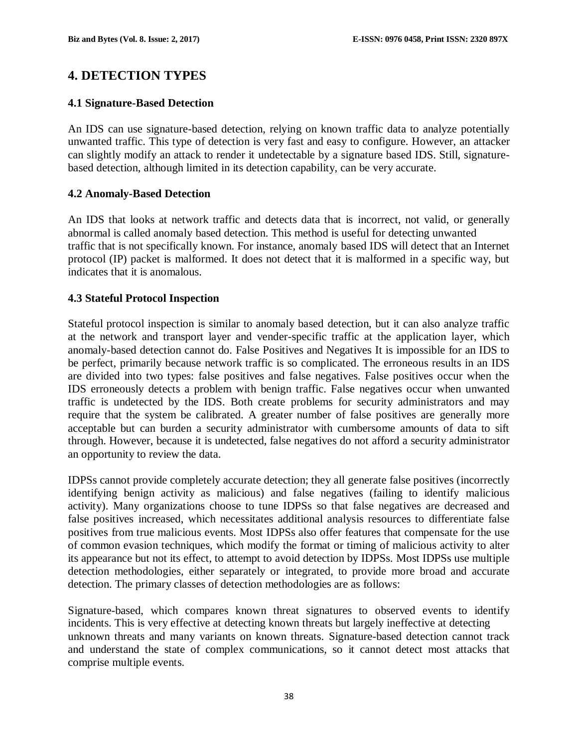## 4. DETECTION TYPES

### 4.1 Signature-Based Detection

An IDS can use signature-based detection, relying on known traffic data to analyze potentially unwanted traffic. This type of detection is very fast and easy to configure. However, an attacker can slightly modify an attack to render it undetectable by a signature based IDS. Still, signature-based detection, although limited in its detection capability, can be very accurate.

### 4.2 Anomaly-Based Detection

An IDS that looks at network traffic and detects data that is incorrect, not valid, or generally abnormal is called anomaly based detection. This method is useful for detecting unwanted traffic that is not specifically known. For instance, anomaly based IDS will detect that an Internet protocol (IP) packet is malformed. It does not detect that it is malformed in a specific way, but indicates that it is anomalous.

### 4.3 Stateful Protocol Inspection

Stateful protocol inspection is similar to anomaly based detection, but it can also analyze traffic at the network and transport layer and vender-specific traffic at the application layer, which anomaly-based detection cannot do. False Positives and Negatives It is impossible for an IDS to be perfect, primarily because network traffic is so complicated. The erroneous results in an IDS are divided into two types: false positives and false negatives. False positives occur when the IDS erroneously detects a problem with benign traffic. False negatives occur when unwanted traffic is undetected by the IDS. Both create problems for security administrators and may require that the system be calibrated. A greater number of false positives are generally more acceptable but can burden a security administrator with cumbersome amounts of data to sift through. However, because it is undetected, false negatives do not afford a security administrator an opportunity to review the data.

IDPSs cannot provide completely accurate detection; they all generate false positives (incorrectly identifying benign activity as malicious) and false negatives (failing to identify malicious activity). Many organizations choose to tune IDPSs so that false negatives are decreased and false positives increased, which necessitates additional analysis resources to differentiate false positives from true malicious events. Most IDPSs also offer features that compensate for the use of common evasion techniques, which modify the format or timing of malicious activity to alter its appearance but not its effect, to attempt to avoid detection by IDPSs. Most IDPSs use multiple detection methodologies, either separately or integrated, to provide more broad and accurate detection. The primary classes of detection methodologies are as follows:

Signature-based, which compares known threat signatures to observed events to identify incidents. This is very effective at detecting known threats but largely ineffective at detecting unknown threats and many variants on known threats. Signature-based detection cannot track and understand the state of complex communications, so it cannot detect most attacks that comprise multiple events.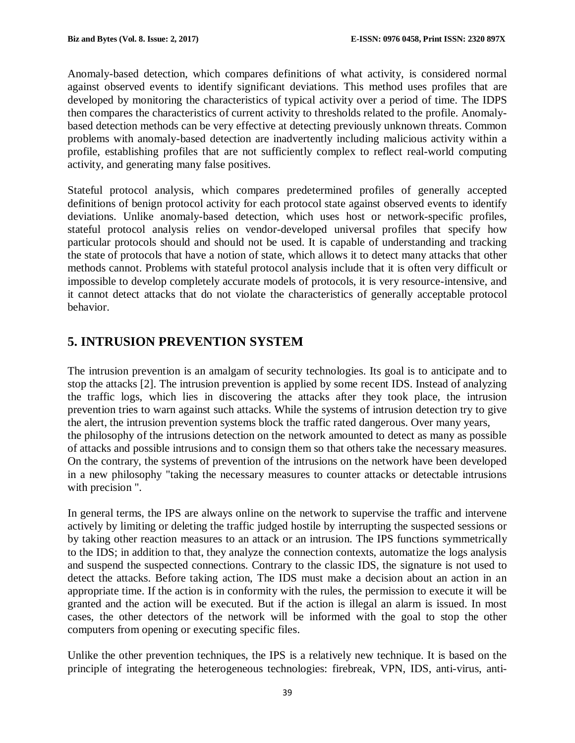Anomaly-based detection, which compares definitions of what activity, is considered normal against observed events to identify significant deviations. This method uses profiles that are developed by monitoring the characteristics of typical activity over a period of time. The IDPS then compares the characteristics of current activity to thresholds related to the profile. Anomaly-based detection methods can be very effective at detecting previously unknown threats. Common problems with anomaly-based detection are inadvertently including malicious activity within a profile, establishing profiles that are not sufficiently complex to reflect real-world computing activity, and generating many false positives.

Stateful protocol analysis, which compares predetermined profiles of generally accepted definitions of benign protocol activity for each protocol state against observed events to identify deviations. Unlike anomaly-based detection, which uses host or network-specific profiles, stateful protocol analysis relies on vendor-developed universal profiles that specify how particular protocols should and should not be used. It is capable of understanding and tracking the state of protocols that have a notion of state, which allows it to detect many attacks that other methods cannot. Problems with stateful protocol analysis include that it is often very difficult or impossible to develop completely accurate models of protocols, it is very resource-intensive, and it cannot detect attacks that do not violate the characteristics of generally acceptable protocol behavior.

## 5. INTRUSION PREVENTION SYSTEM

The intrusion prevention is an amalgam of security technologies. Its goal is to anticipate and to stop the attacks [2]. The intrusion prevention is applied by some recent IDS. Instead of analyzing the traffic logs, which lies in discovering the attacks after they took place, the intrusion prevention tries to warn against such attacks. While the systems of intrusion detection try to give the alert, the intrusion prevention systems block the traffic rated dangerous. Over many years, the philosophy of the intrusions detection on the network amounted to detect as many as possible of attacks and possible intrusions and to consign them so that others take the necessary measures. On the contrary, the systems of prevention of the intrusions on the network have been developed in a new philosophy "taking the necessary measures to counter attacks or detectable intrusions with precision ".

In general terms, the IPS are always online on the network to supervise the traffic and intervene actively by limiting or deleting the traffic judged hostile by interrupting the suspected sessions or by taking other reaction measures to an attack or an intrusion. The IPS functions symmetrically to the IDS; in addition to that, they analyze the connection contexts, automatize the logs analysis and suspend the suspected connections. Contrary to the classic IDS, the signature is not used to detect the attacks. Before taking action, The IDS must make a decision about an action in an appropriate time. If the action is in conformity with the rules, the permission to execute it will be granted and the action will be executed. But if the action is illegal an alarm is issued. In most cases, the other detectors of the network will be informed with the goal to stop the other computers from opening or executing specific files.

Unlike the other prevention techniques, the IPS is a relatively new technique. It is based on the principle of integrating the heterogeneous technologies: firebreak, VPN, IDS, anti-virus, anti-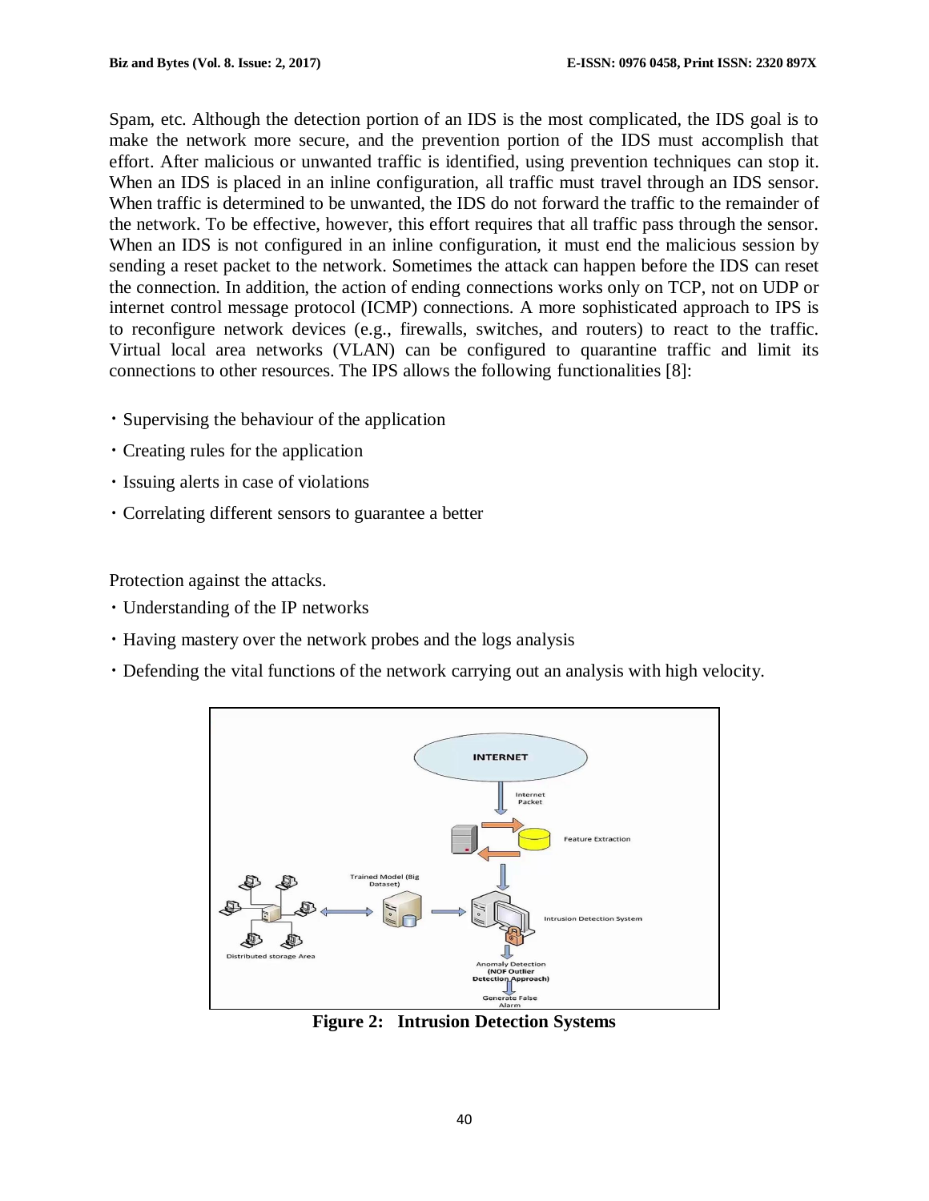Spam, etc. Although the detection portion of an IDS is the most complicated, the IDS goal is to make the network more secure, and the prevention portion of the IDS must accomplish that effort. After malicious or unwanted traffic is identified, using prevention techniques can stop it. When an IDS is placed in an inline configuration, all traffic must travel through an IDS sensor. When traffic is determined to be unwanted, the IDS do not forward the traffic to the remainder of the network. To be effective, however, this effort requires that all traffic pass through the sensor. When an IDS is not configured in an inline configuration, it must end the malicious session by sending a reset packet to the network. Sometimes the attack can happen before the IDS can reset the connection. In addition, the action of ending connections works only on TCP, not on UDP or internet control message protocol (ICMP) connections. A more sophisticated approach to IPS is to reconfigure network devices (e.g., firewalls, switches, and routers) to react to the traffic. Virtual local area networks (VLAN) can be configured to quarantine traffic and limit its connections to other resources. The IPS allows the following functionalities [8]:

- Supervising the behaviour of the application
- Creating rules for the application
- Issuing alerts in case of violations
- Correlating different sensors to guarantee a better

Protection against the attacks.

- Understanding of the IP networks
- Having mastery over the network probes and the logs analysis
- Defending the vital functions of the network carrying out an analysis with high velocity.

**Figure 2: Intrusion Detection Systems**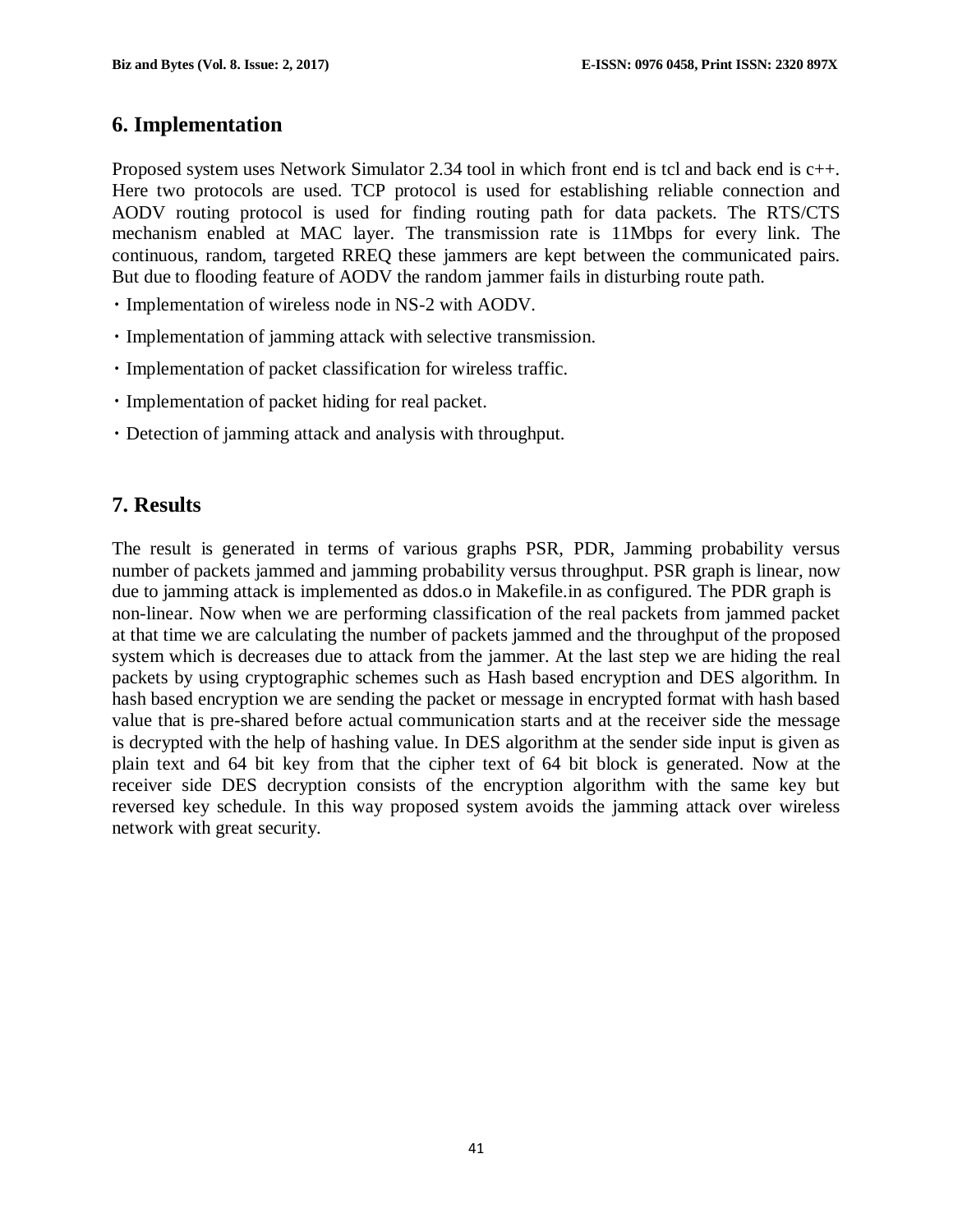## 6. Implementation

Proposed system uses Network Simulator 2.34 tool in which front end is tcl and back end is c++. Here two protocols are used. TCP protocol is used for establishing reliable connection and AODV routing protocol is used for finding routing path for data packets. The RTS/CTS mechanism enabled at MAC layer. The transmission rate is 11Mbps for every link. The continuous, random, targeted RREQ these jammers are kept between the communicated pairs. But due to flooding feature of AODV the random jammer fails in disturbing route path.

- Implementation of wireless node in NS-2 with AODV.
- Implementation of jamming attack with selective transmission.
- Implementation of packet classification for wireless traffic.
- Implementation of packet hiding for real packet.
- Detection of jamming attack and analysis with throughput.

## 7. Results

The result is generated in terms of various graphs PSR, PDR, Jamming probability versus number of packets jammed and jamming probability versus throughput. PSR graph is linear, now due to jamming attack is implemented as ddos.o in Makefile.in as configured. The PDR graph is non-linear. Now when we are performing classification of the real packets from jammed packet at that time we are calculating the number of packets jammed and the throughput of the proposed system which is decreases due to attack from the jammer. At the last step we are hiding the real packets by using cryptographic schemes such as Hash based encryption and DES algorithm. In hash based encryption we are sending the packet or message in encrypted format with hash based value that is pre-shared before actual communication starts and at the receiver side the message is decrypted with the help of hashing value. In DES algorithm at the sender side input is given as plain text and 64 bit key from that the cipher text of 64 bit block is generated. Now at the receiver side DES decryption consists of the encryption algorithm with the same key but reversed key schedule. In this way proposed system avoids the jamming attack over wireless network with great security.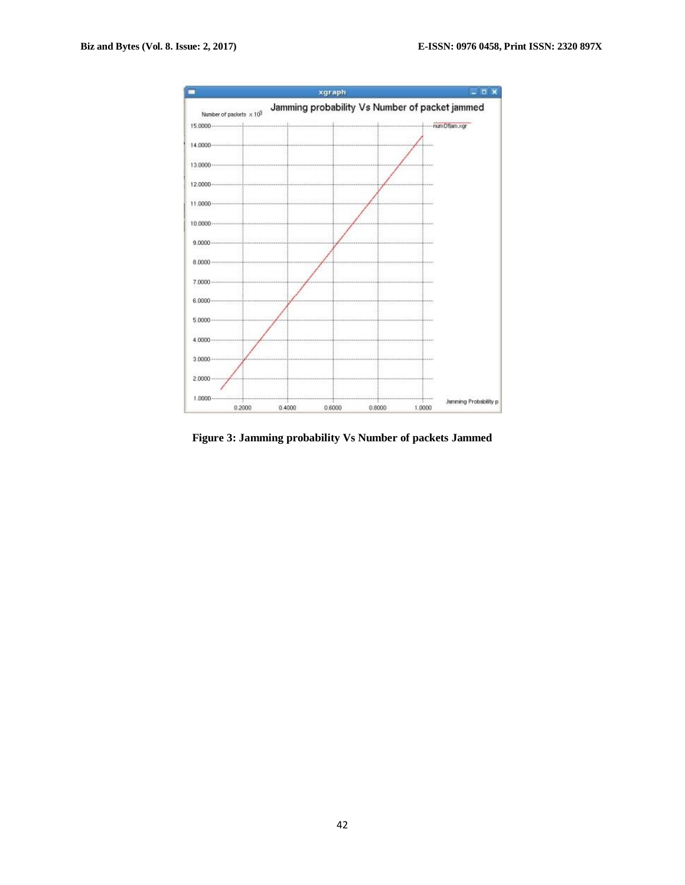**Figure 3: Jamming probability Vs Number of packets Jammed**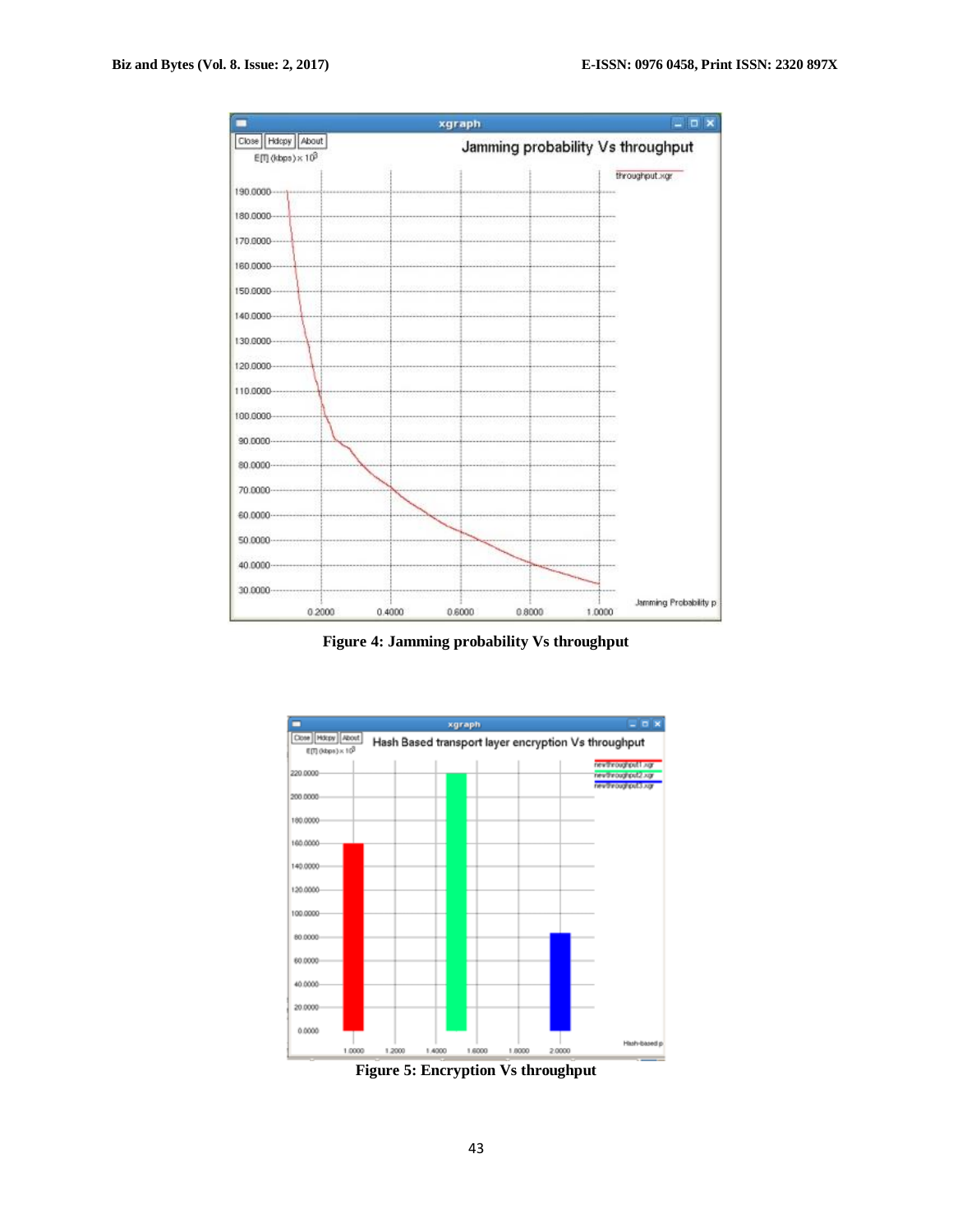Figure 4: Jamming probability Vs throughput

Figure 5: Encryption Vs throughput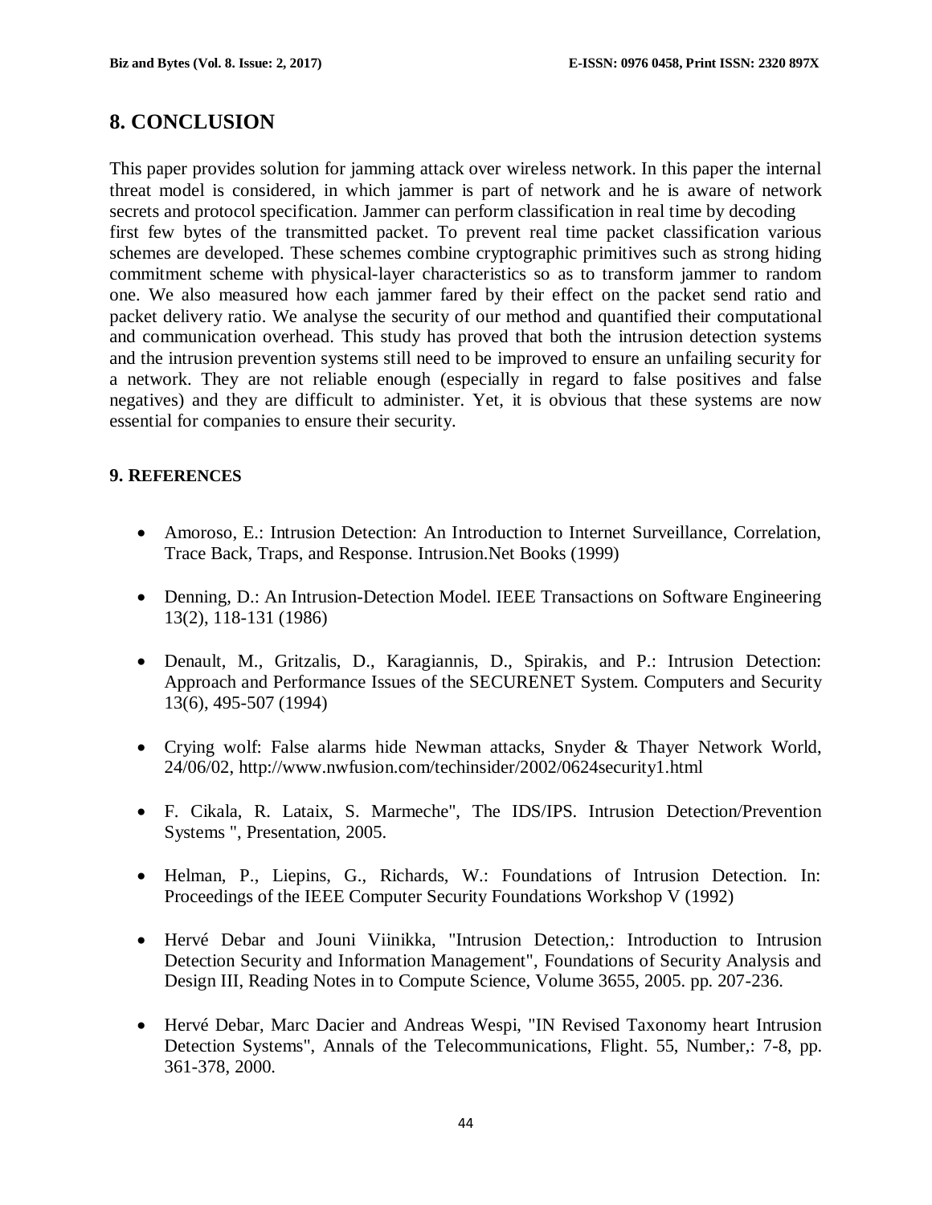## 8. CONCLUSION

This paper provides solution for jamming attack over wireless network. In this paper the internal threat model is considered, in which jammer is part of network and he is aware of network secrets and protocol specification. Jammer can perform classification in real time by decoding first few bytes of the transmitted packet. To prevent real time packet classification various schemes are developed. These schemes combine cryptographic primitives such as strong hiding commitment scheme with physical-layer characteristics so as to transform jammer to random one. We also measured how each jammer fared by their effect on the packet send ratio and packet delivery ratio. We analyse the security of our method and quantified their computational and communication overhead. This study has proved that both the intrusion detection systems and the intrusion prevention systems still need to be improved to ensure an unfailing security for a network. They are not reliable enough (especially in regard to false positives and false negatives) and they are difficult to administer. Yet, it is obvious that these systems are now essential for companies to ensure their security.

### 9. REFERENCES

- Amoroso, E.: Intrusion Detection: An Introduction to Internet Surveillance, Correlation, Trace Back, Traps, and Response. Intrusion.Net Books (1999)
- Denning, D.: An Intrusion-Detection Model. IEEE Transactions on Software Engineering 13(2), 118-131 (1986)
- Denault, M., Gritzalis, D., Karagiannis, D., Spirakis, and P.: Intrusion Detection: Approach and Performance Issues of the SECURENET System. Computers and Security 13(6), 495-507 (1994)
- Crying wolf: False alarms hide Newman attacks, Snyder & Thayer Network World, 24/06/02, http://www.nwfusion.com/techinsider/2002/0624security1.html
- F. Cikala, R. Lataix, S. Marmeche", The IDS/IPS. Intrusion Detection/Prevention Systems ", Presentation, 2005.
- Helman, P., Liepins, G., Richards, W.: Foundations of Intrusion Detection. In: Proceedings of the IEEE Computer Security Foundations Workshop V (1992)
- Hervé Debar and Jouni Viinikka, "Intrusion Detection,: Introduction to Intrusion Detection Security and Information Management", Foundations of Security Analysis and Design III, Reading Notes in to Compute Science, Volume 3655, 2005. pp. 207-236.
- Hervé Debar, Marc Dacier and Andreas Wespi, "IN Revised Taxonomy heart Intrusion Detection Systems", Annals of the Telecommunications, Flight. 55, Number,: 7-8, pp. 361-378, 2000.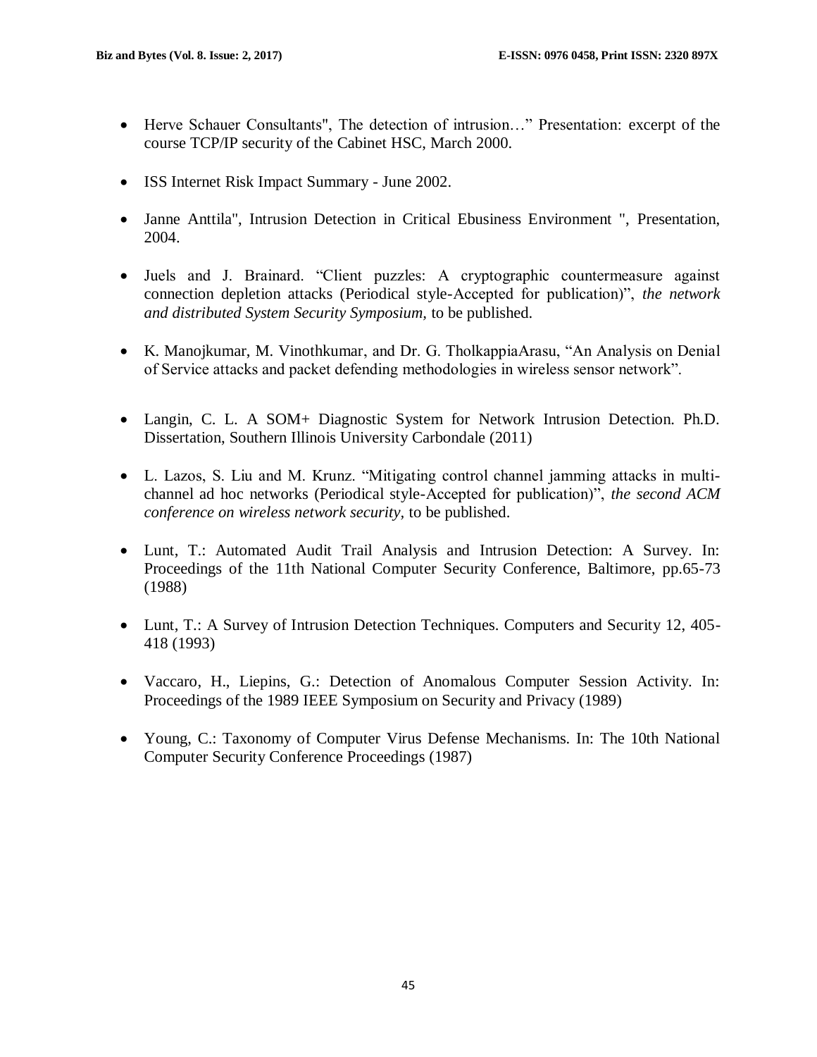- Herve Schauer Consultants", The detection of intrusion…" Presentation: excerpt of the course TCP/IP security of the Cabinet HSC, March 2000.

- ISS Internet Risk Impact Summary - June 2002.

- Janne Anttila", Intrusion Detection in Critical Ebusiness Environment ", Presentation, 2004.

- Juels and J. Brainard. "Client puzzles: A cryptographic countermeasure against connection depletion attacks (Periodical style-Accepted for publication)", *the network and distributed System Security Symposium,* to be published.

- K. Manojkumar, M. Vinothkumar, and Dr. G. TholkappiaArasu, "An Analysis on Denial of Service attacks and packet defending methodologies in wireless sensor network".

- Langin, C. L. A SOM+ Diagnostic System for Network Intrusion Detection. Ph.D. Dissertation, Southern Illinois University Carbondale (2011)

- L. Lazos, S. Liu and M. Krunz. "Mitigating control channel jamming attacks in multi-channel ad hoc networks (Periodical style-Accepted for publication)", *the second ACM conference on wireless network security,* to be published.

- Lunt, T.: Automated Audit Trail Analysis and Intrusion Detection: A Survey. In: Proceedings of the 11th National Computer Security Conference, Baltimore, pp.65-73 (1988)

- Lunt, T.: A Survey of Intrusion Detection Techniques. Computers and Security 12, 405-418 (1993)

- Vaccaro, H., Liepins, G.: Detection of Anomalous Computer Session Activity. In: Proceedings of the 1989 IEEE Symposium on Security and Privacy (1989)

- Young, C.: Taxonomy of Computer Virus Defense Mechanisms. In: The 10th National Computer Security Conference Proceedings (1987)